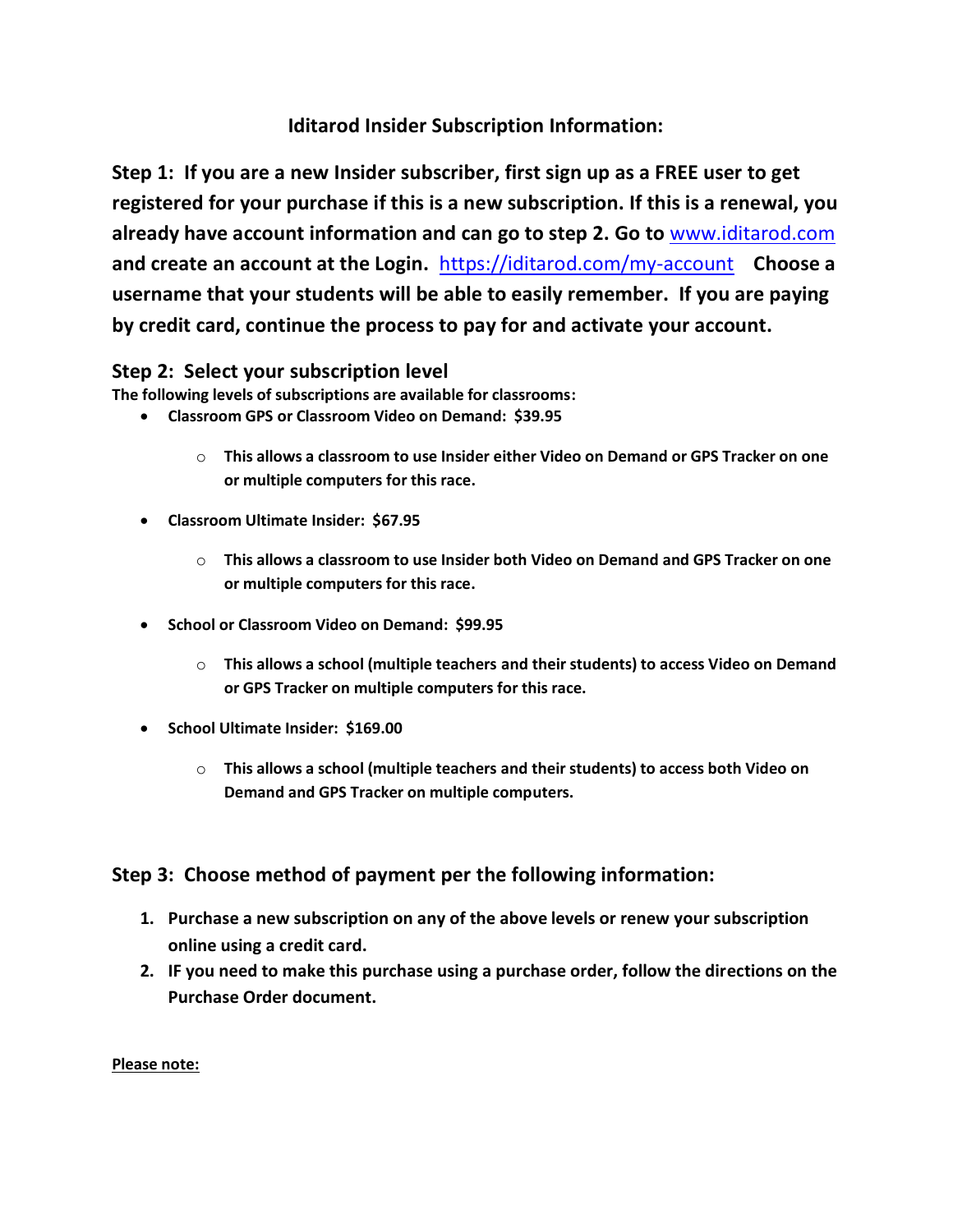## Iditarod Insider Subscription Information:

**Step 1: If you are a new Insider subscriber, first sign up as a FREE user to get registered for your purchase if this is a new subscription. If this is a renewal, you already have account information and can go to step 2. Go to [www.iditarod.com](http://www.iditarod.com) and create an account at the Login. [https://iditarod.com/my-account](https://iditarod.com/my-account) Choose a username that your students will be able to easily remember. If you are paying by credit card, continue the process to pay for and activate your account.**

### Step 2: Select your subscription level

**The following levels of subscriptions are available for classrooms:**

- **Classroom GPS or Classroom Video on Demand: $39.95**
  - **This allows a classroom to use Insider either Video on Demand or GPS Tracker on one or multiple computers for this race.**
- **Classroom Ultimate Insider: $67.95**
  - **This allows a classroom to use Insider both Video on Demand and GPS Tracker on one or multiple computers for this race.**
- **School or Classroom Video on Demand: $99.95**
  - **This allows a school (multiple teachers and their students) to access Video on Demand or GPS Tracker on multiple computers for this race.**
- **School Ultimate Insider: $169.00**
  - **This allows a school (multiple teachers and their students) to access both Video on Demand and GPS Tracker on multiple computers.**

### Step 3: Choose method of payment per the following information:

1. **Purchase a new subscription on any of the above levels or renew your subscription online using a credit card.**
2. **IF you need to make this purchase using a purchase order, follow the directions on the Purchase Order document.**

**Please note:**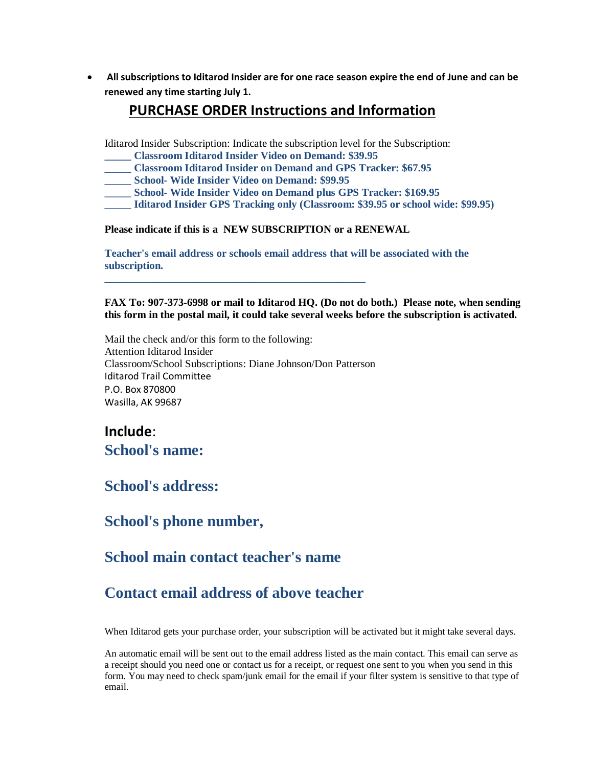- **All subscriptions to Iditarod Insider are for one race season expire the end of June and can be renewed any time starting July 1.**

## PURCHASE ORDER Instructions and Information

Iditarod Insider Subscription: Indicate the subscription level for the Subscription:

**_____ Classroom Iditarod Insider Video on Demand: $39.95**
**_____ Classroom Iditarod Insider on Demand and GPS Tracker: $67.95**
**_____ School- Wide Insider Video on Demand: $99.95**
**_____ School- Wide Insider Video on Demand plus GPS Tracker: $169.95**
**_____ Iditarod Insider GPS Tracking only (Classroom: $39.95 or school wide: $99.95)**

**Please indicate if this is a NEW SUBSCRIPTION or a RENEWAL**

**Teacher's email address or schools email address that will be associated with the subscription.**

**___________________________________________**

**FAX To: 907-373-6998 or mail to Iditarod HQ. (Do not do both.) Please note, when sending this form in the postal mail, it could take several weeks before the subscription is activated.**

Mail the check and/or this form to the following:
Attention Iditarod Insider
Classroom/School Subscriptions: Diane Johnson/Don Patterson
Iditarod Trail Committee
P.O. Box 870800
Wasilla, AK 99687

## Include:

## School's name:

## School's address:

## School's phone number,

## School main contact teacher's name

## Contact email address of above teacher

When Iditarod gets your purchase order, your subscription will be activated but it might take several days.

An automatic email will be sent out to the email address listed as the main contact. This email can serve as a receipt should you need one or contact us for a receipt, or request one sent to you when you send in this form. You may need to check spam/junk email for the email if your filter system is sensitive to that type of email.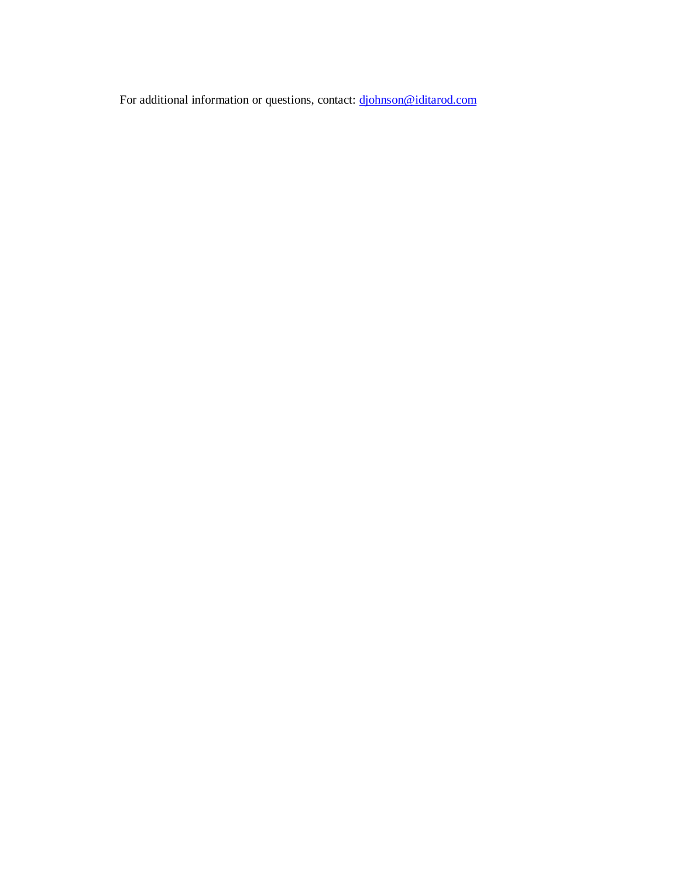For additional information or questions, contact: djohnson@iditarod.com